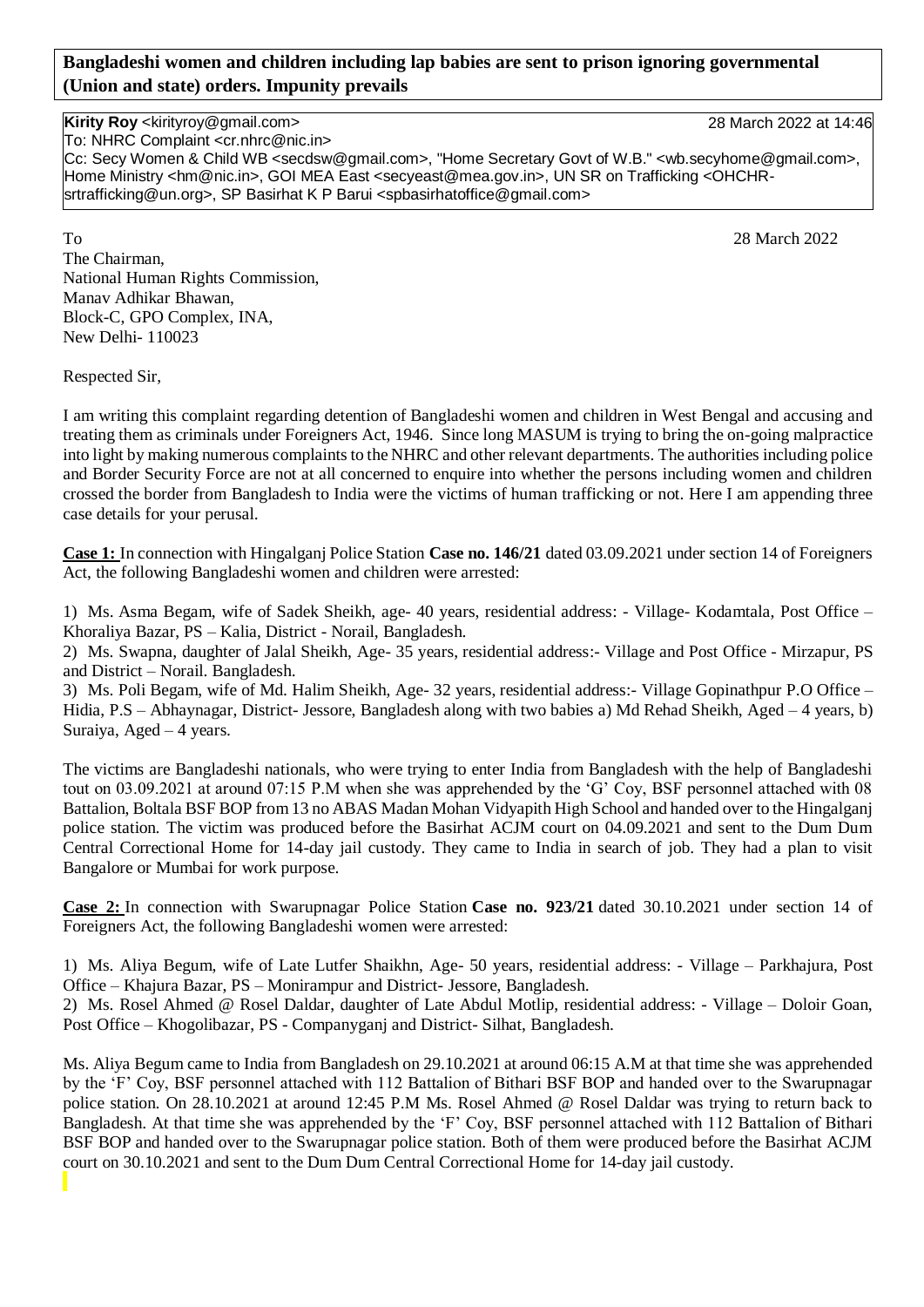**Bangladeshi women and children including lap babies are sent to prison ignoring governmental (Union and state) orders. Impunity prevails**

**Kirity Roy** <kirityroy@gmail.com> 28 March 2022 at 14:46
To: NHRC Complaint <cr.nhrc@nic.in>
Cc: Secy Women & Child WB <secdsw@gmail.com>, "Home Secretary Govt of W.B." <wb.secyhome@gmail.com>, Home Ministry <hm@nic.in>, GOI MEA East <secyeast@mea.gov.in>, UN SR on Trafficking <OHCHR-srtrafficking@un.org>, SP Basirhat K P Barui <spbasirhatoffice@gmail.com>

To 28 March 2022

The Chairman,
National Human Rights Commission,
Manav Adhikar Bhawan,
Block-C, GPO Complex, INA,
New Delhi- 110023

Respected Sir,

I am writing this complaint regarding detention of Bangladeshi women and children in West Bengal and accusing and treating them as criminals under Foreigners Act, 1946. Since long MASUM is trying to bring the on-going malpractice into light by making numerous complaints to the NHRC and other relevant departments. The authorities including police and Border Security Force are not at all concerned to enquire into whether the persons including women and children crossed the border from Bangladesh to India were the victims of human trafficking or not. Here I am appending three case details for your perusal.

**Case 1:** In connection with Hingalganj Police Station **Case no. 146/21** dated 03.09.2021 under section 14 of Foreigners Act, the following Bangladeshi women and children were arrested:

1) Ms. Asma Begam, wife of Sadek Sheikh, age- 40 years, residential address: - Village- Kodamtala, Post Office – Khoraliya Bazar, PS – Kalia, District - Norail, Bangladesh.
2) Ms. Swapna, daughter of Jalal Sheikh, Age- 35 years, residential address:- Village and Post Office - Mirzapur, PS and District – Norail. Bangladesh.
3) Ms. Poli Begam, wife of Md. Halim Sheikh, Age- 32 years, residential address:- Village Gopinathpur P.O Office – Hidia, P.S – Abhaynagar, District- Jessore, Bangladesh along with two babies a) Md Rehad Sheikh, Aged – 4 years, b) Suraiya, Aged – 4 years.

The victims are Bangladeshi nationals, who were trying to enter India from Bangladesh with the help of Bangladeshi tout on 03.09.2021 at around 07:15 P.M when she was apprehended by the 'G' Coy, BSF personnel attached with 08 Battalion, Boltala BSF BOP from 13 no ABAS Madan Mohan Vidyapith High School and handed over to the Hingalganj police station. The victim was produced before the Basirhat ACJM court on 04.09.2021 and sent to the Dum Dum Central Correctional Home for 14-day jail custody. They came to India in search of job. They had a plan to visit Bangalore or Mumbai for work purpose.

**Case 2:** In connection with Swarupnagar Police Station **Case no. 923/21** dated 30.10.2021 under section 14 of Foreigners Act, the following Bangladeshi women were arrested:

1) Ms. Aliya Begum, wife of Late Lutfer Shaikhn, Age- 50 years, residential address: - Village – Parkhajura, Post Office – Khajura Bazar, PS – Monirampur and District- Jessore, Bangladesh.
2) Ms. Rosel Ahmed @ Rosel Daldar, daughter of Late Abdul Motlip, residential address: - Village – Doloir Goan, Post Office – Khogolibazar, PS - Companyganj and District- Silhat, Bangladesh.

Ms. Aliya Begum came to India from Bangladesh on 29.10.2021 at around 06:15 A.M at that time she was apprehended by the 'F' Coy, BSF personnel attached with 112 Battalion of Bithari BSF BOP and handed over to the Swarupnagar police station. On 28.10.2021 at around 12:45 P.M Ms. Rosel Ahmed @ Rosel Daldar was trying to return back to Bangladesh. At that time she was apprehended by the 'F' Coy, BSF personnel attached with 112 Battalion of Bithari BSF BOP and handed over to the Swarupnagar police station. Both of them were produced before the Basirhat ACJM court on 30.10.2021 and sent to the Dum Dum Central Correctional Home for 14-day jail custody.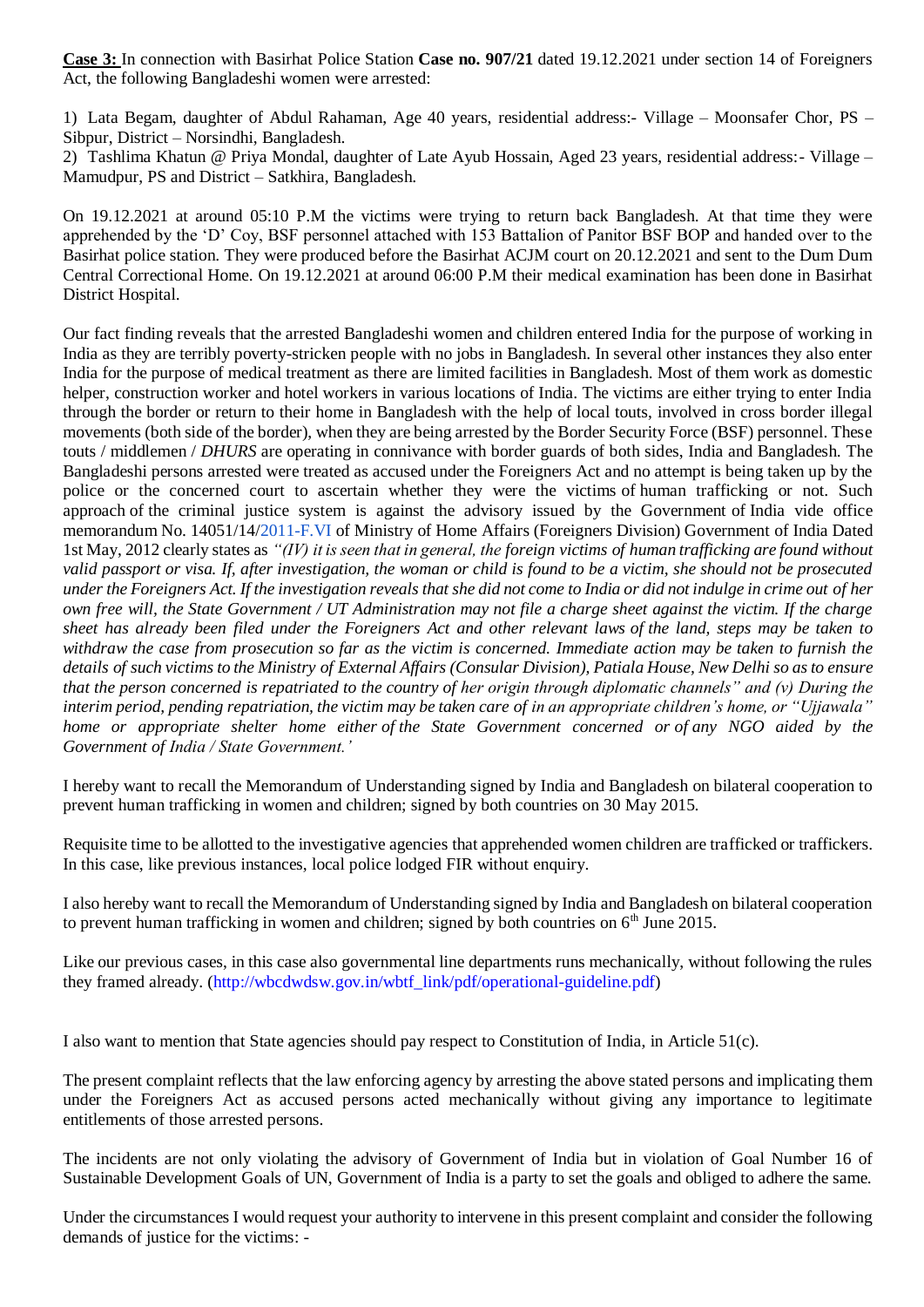**Case 3:** In connection with Basirhat Police Station **Case no. 907/21** dated 19.12.2021 under section 14 of Foreigners Act, the following Bangladeshi women were arrested:

1) Lata Begam, daughter of Abdul Rahaman, Age 40 years, residential address:- Village – Moonsafer Chor, PS – Sibpur, District – Norsindhi, Bangladesh.
2) Tashlima Khatun @ Priya Mondal, daughter of Late Ayub Hossain, Aged 23 years, residential address:- Village – Mamudpur, PS and District – Satkhira, Bangladesh.

On 19.12.2021 at around 05:10 P.M the victims were trying to return back Bangladesh. At that time they were apprehended by the 'D' Coy, BSF personnel attached with 153 Battalion of Panitor BSF BOP and handed over to the Basirhat police station. They were produced before the Basirhat ACJM court on 20.12.2021 and sent to the Dum Dum Central Correctional Home. On 19.12.2021 at around 06:00 P.M their medical examination has been done in Basirhat District Hospital.

Our fact finding reveals that the arrested Bangladeshi women and children entered India for the purpose of working in India as they are terribly poverty-stricken people with no jobs in Bangladesh. In several other instances they also enter India for the purpose of medical treatment as there are limited facilities in Bangladesh. Most of them work as domestic helper, construction worker and hotel workers in various locations of India. The victims are either trying to enter India through the border or return to their home in Bangladesh with the help of local touts, involved in cross border illegal movements (both side of the border), when they are being arrested by the Border Security Force (BSF) personnel. These touts / middlemen / *DHURS* are operating in connivance with border guards of both sides, India and Bangladesh. The Bangladeshi persons arrested were treated as accused under the Foreigners Act and no attempt is being taken up by the police or the concerned court to ascertain whether they were the victims of human trafficking or not. Such approach of the criminal justice system is against the advisory issued by the Government of India vide office memorandum No. 14051/14/2011-F.VI of Ministry of Home Affairs (Foreigners Division) Government of India Dated 1st May, 2012 clearly states as *"(IV) it is seen that in general, the foreign victims of human trafficking are found without valid passport or visa. If, after investigation, the woman or child is found to be a victim, she should not be prosecuted under the Foreigners Act. If the investigation reveals that she did not come to India or did not indulge in crime out of her own free will, the State Government / UT Administration may not file a charge sheet against the victim. If the charge sheet has already been filed under the Foreigners Act and other relevant laws of the land, steps may be taken to withdraw the case from prosecution so far as the victim is concerned. Immediate action may be taken to furnish the details of such victims to the Ministry of External Affairs (Consular Division), Patiala House, New Delhi so as to ensure that the person concerned is repatriated to the country of her origin through diplomatic channels" and (v) During the interim period, pending repatriation, the victim may be taken care of in an appropriate children's home, or "Ujjawala" home or appropriate shelter home either of the State Government concerned or of any NGO aided by the Government of India / State Government.'*

I hereby want to recall the Memorandum of Understanding signed by India and Bangladesh on bilateral cooperation to prevent human trafficking in women and children; signed by both countries on 30 May 2015.

Requisite time to be allotted to the investigative agencies that apprehended women children are trafficked or traffickers. In this case, like previous instances, local police lodged FIR without enquiry.

I also hereby want to recall the Memorandum of Understanding signed by India and Bangladesh on bilateral cooperation to prevent human trafficking in women and children; signed by both countries on 6th June 2015.

Like our previous cases, in this case also governmental line departments runs mechanically, without following the rules they framed already. (http://wbcdwdsw.gov.in/wbtf_link/pdf/operational-guideline.pdf)

I also want to mention that State agencies should pay respect to Constitution of India, in Article 51(c).

The present complaint reflects that the law enforcing agency by arresting the above stated persons and implicating them under the Foreigners Act as accused persons acted mechanically without giving any importance to legitimate entitlements of those arrested persons.

The incidents are not only violating the advisory of Government of India but in violation of Goal Number 16 of Sustainable Development Goals of UN, Government of India is a party to set the goals and obliged to adhere the same.

Under the circumstances I would request your authority to intervene in this present complaint and consider the following demands of justice for the victims: -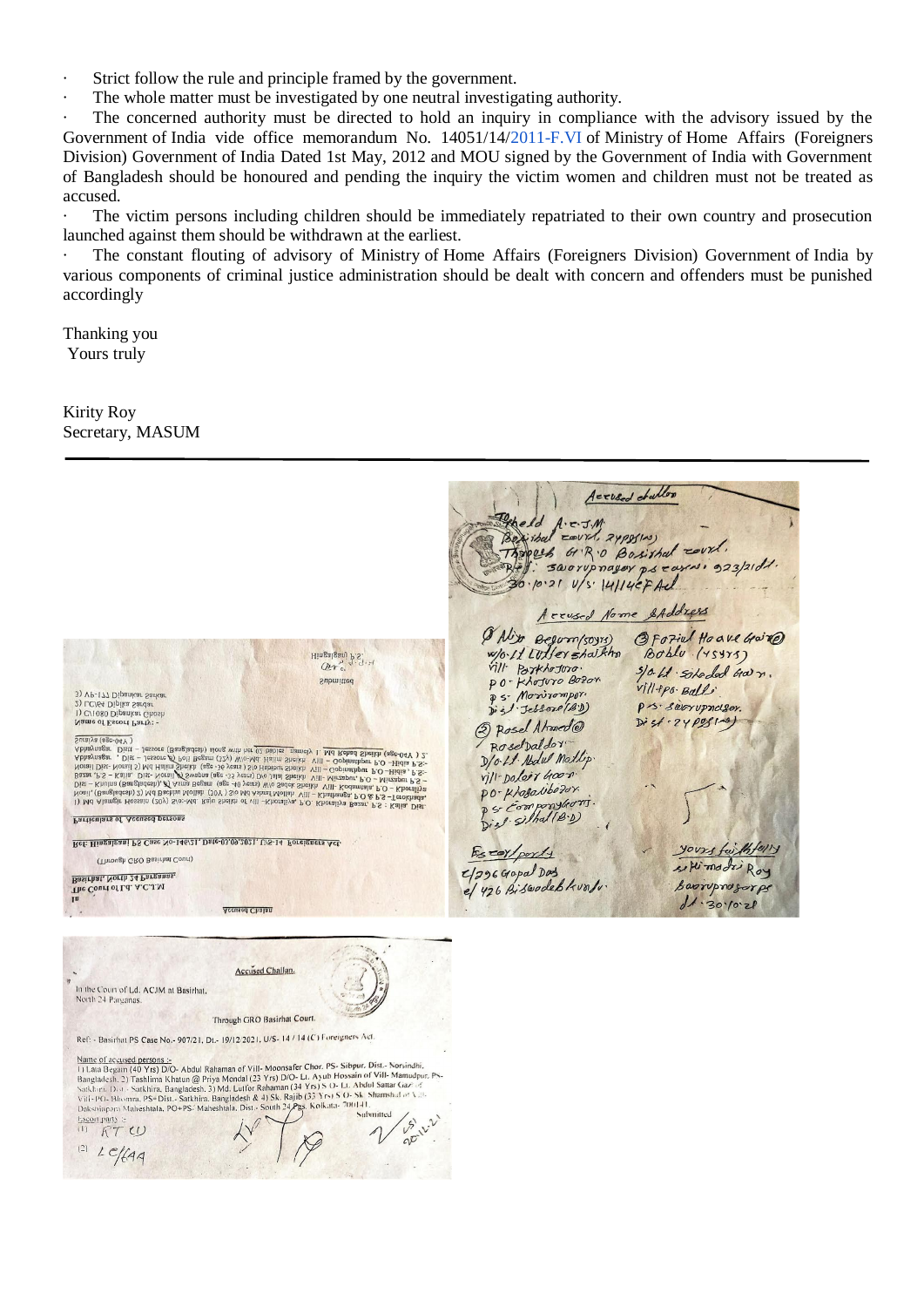- Strict follow the rule and principle framed by the government.
- The whole matter must be investigated by one neutral investigating authority.
- The concerned authority must be directed to hold an inquiry in compliance with the advisory issued by the Government of India vide office memorandum No. 14051/14/2011-F.VI of Ministry of Home Affairs (Foreigners Division) Government of India Dated 1st May, 2012 and MOU signed by the Government of India with Government of Bangladesh should be honoured and pending the inquiry the victim women and children must not be treated as accused.
- The victim persons including children should be immediately repatriated to their own country and prosecution launched against them should be withdrawn at the earliest.
- The constant flouting of advisory of Ministry of Home Affairs (Foreigners Division) Government of India by various components of criminal justice administration should be dealt with concern and offenders must be punished accordingly

Thanking you
Yours truly

Kirity Roy
Secretary, MASUM

---

Accused Challan.

In the Court of Ld. ACJM at Basirhat, North 24 Parganas.

Through GRO Basirhat Court.

Ref:- Basirhat PS Case No.- 907/21, Dt.- 19/12/2021, U/S- 14 / 14 (C) Foreigners Act.

Name of accused persons :-
1) Lata Begam (40 Yrs) D/O- Abdul Rahaman of Vill- Moonsafer Chor. PS- Sibpur, Dist.- Norsindhi, Bangladesh. 2) Tashlima Khatun @ Priya Mondal (23 Yrs) D/O- Lt. Ayub Hossain of Vill- Mamudpur, PS- Satkhira, Dist.- Satkhira, Bangladesh. 3) Md. Lutfor Rahaman (34 Yrs) S/O- Lt. Abdul Sattar Gazi of Vill- PO- Bhomra, PS+Dist.- Satkhira, Bangladesh & 4) Sk. Rajib (33 Yrs) S/O- Sk. Shamshul of Vill- Dakshinpara Maheshtala, PO+PS- Maheshtala, Dist.- South 24 Pgs, Kolkata- 700141.

Escort party :-
(1) KT (1)
(2) LC/644

Submitted